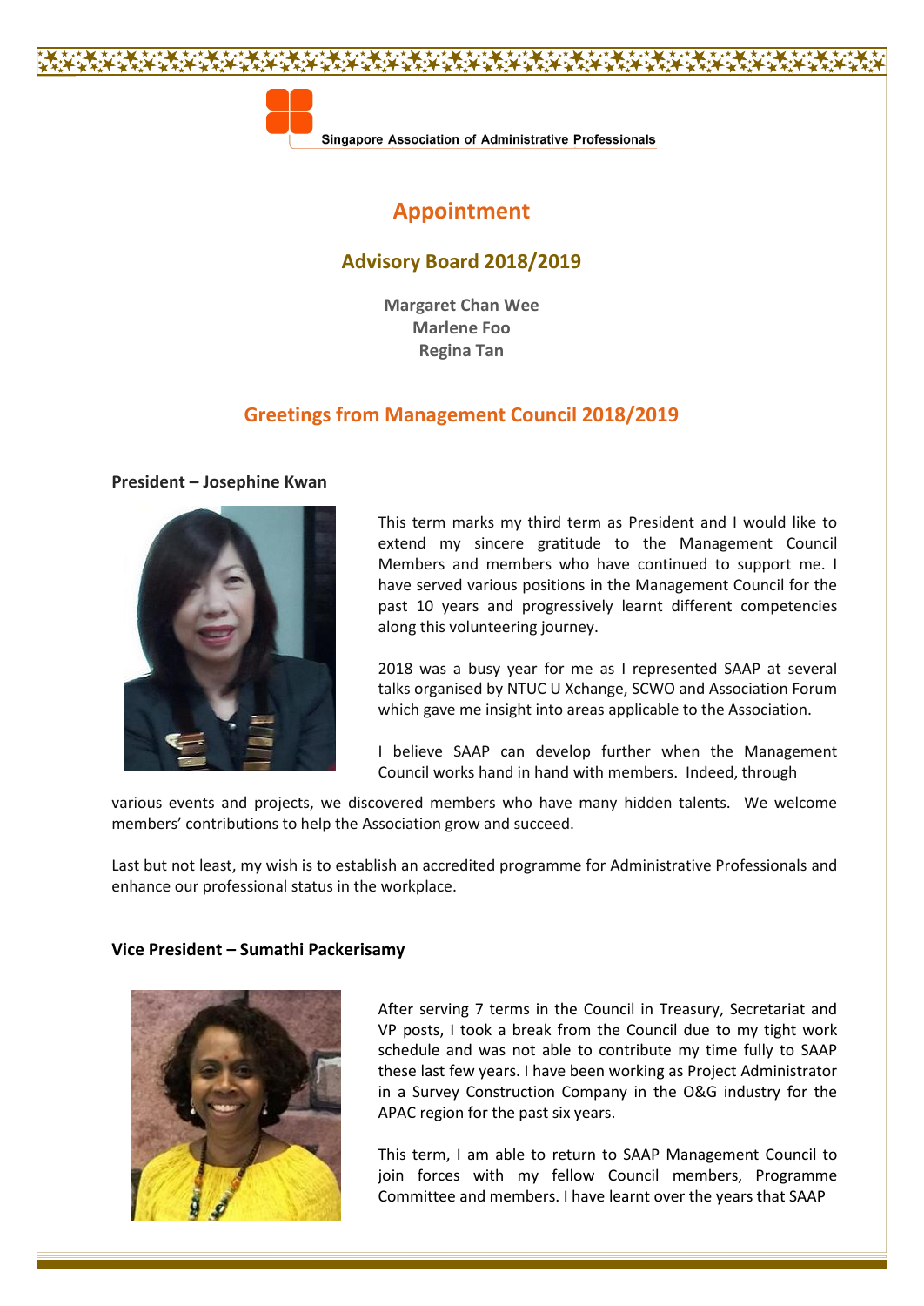Singapore Association of Administrative Professionals

# Appointment

## Advisory Board 2018/2019

**Margaret Chan Wee**
**Marlene Foo**
**Regina Tan**

## Greetings from Management Council 2018/2019

**President – Josephine Kwan**

This term marks my third term as President and I would like to extend my sincere gratitude to the Management Council Members and members who have continued to support me. I have served various positions in the Management Council for the past 10 years and progressively learnt different competencies along this volunteering journey.

2018 was a busy year for me as I represented SAAP at several talks organised by NTUC U Xchange, SCWO and Association Forum which gave me insight into areas applicable to the Association.

I believe SAAP can develop further when the Management Council works hand in hand with members. Indeed, through various events and projects, we discovered members who have many hidden talents. We welcome members' contributions to help the Association grow and succeed.

Last but not least, my wish is to establish an accredited programme for Administrative Professionals and enhance our professional status in the workplace.

**Vice President – Sumathi Packerisamy**

After serving 7 terms in the Council in Treasury, Secretariat and VP posts, I took a break from the Council due to my tight work schedule and was not able to contribute my time fully to SAAP these last few years. I have been working as Project Administrator in a Survey Construction Company in the O&G industry for the APAC region for the past six years.

This term, I am able to return to SAAP Management Council to join forces with my fellow Council members, Programme Committee and members. I have learnt over the years that SAAP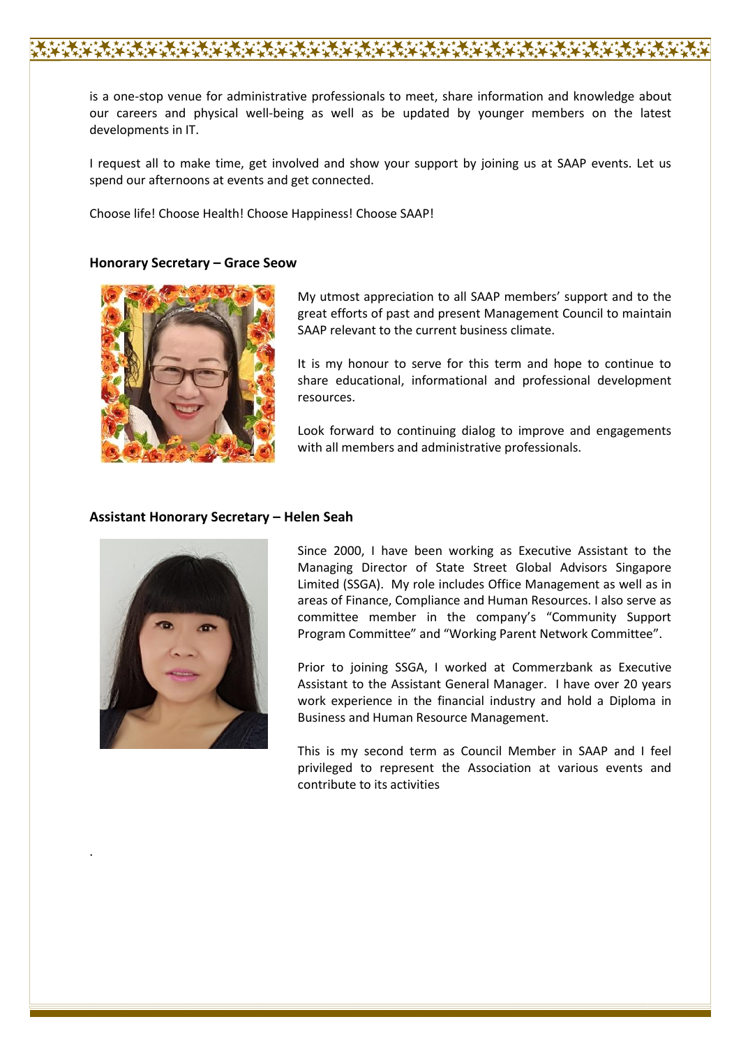is a one-stop venue for administrative professionals to meet, share information and knowledge about our careers and physical well-being as well as be updated by younger members on the latest developments in IT.

I request all to make time, get involved and show your support by joining us at SAAP events. Let us spend our afternoons at events and get connected.

Choose life! Choose Health! Choose Happiness! Choose SAAP!

**Honorary Secretary – Grace Seow**

My utmost appreciation to all SAAP members' support and to the great efforts of past and present Management Council to maintain SAAP relevant to the current business climate.

It is my honour to serve for this term and hope to continue to share educational, informational and professional development resources.

Look forward to continuing dialog to improve and engagements with all members and administrative professionals.

**Assistant Honorary Secretary – Helen Seah**

Since 2000, I have been working as Executive Assistant to the Managing Director of State Street Global Advisors Singapore Limited (SSGA). My role includes Office Management as well as in areas of Finance, Compliance and Human Resources. I also serve as committee member in the company's "Community Support Program Committee" and "Working Parent Network Committee".

Prior to joining SSGA, I worked at Commerzbank as Executive Assistant to the Assistant General Manager. I have over 20 years work experience in the financial industry and hold a Diploma in Business and Human Resource Management.

This is my second term as Council Member in SAAP and I feel privileged to represent the Association at various events and contribute to its activities

.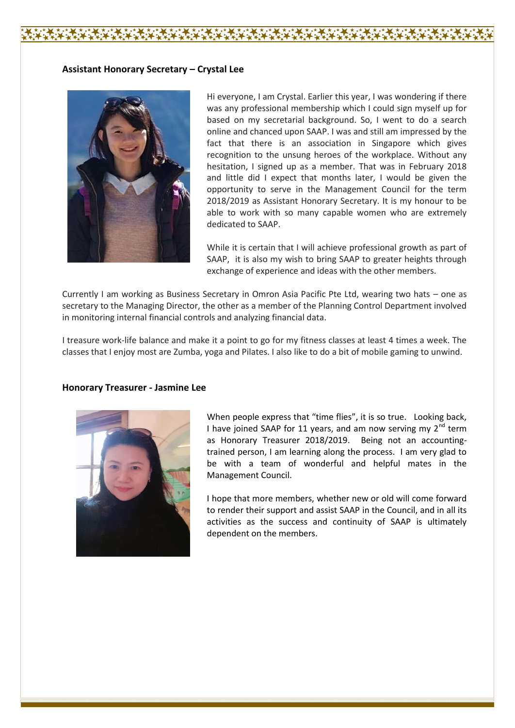**Assistant Honorary Secretary – Crystal Lee**

Hi everyone, I am Crystal. Earlier this year, I was wondering if there was any professional membership which I could sign myself up for based on my secretarial background. So, I went to do a search online and chanced upon SAAP. I was and still am impressed by the fact that there is an association in Singapore which gives recognition to the unsung heroes of the workplace. Without any hesitation, I signed up as a member. That was in February 2018 and little did I expect that months later, I would be given the opportunity to serve in the Management Council for the term 2018/2019 as Assistant Honorary Secretary. It is my honour to be able to work with so many capable women who are extremely dedicated to SAAP.

While it is certain that I will achieve professional growth as part of SAAP, it is also my wish to bring SAAP to greater heights through exchange of experience and ideas with the other members.

Currently I am working as Business Secretary in Omron Asia Pacific Pte Ltd, wearing two hats – one as secretary to the Managing Director, the other as a member of the Planning Control Department involved in monitoring internal financial controls and analyzing financial data.

I treasure work-life balance and make it a point to go for my fitness classes at least 4 times a week. The classes that I enjoy most are Zumba, yoga and Pilates. I also like to do a bit of mobile gaming to unwind.

**Honorary Treasurer - Jasmine Lee**

When people express that "time flies", it is so true. Looking back, I have joined SAAP for 11 years, and am now serving my 2nd term as Honorary Treasurer 2018/2019. Being not an accounting-trained person, I am learning along the process. I am very glad to be with a team of wonderful and helpful mates in the Management Council.

I hope that more members, whether new or old will come forward to render their support and assist SAAP in the Council, and in all its activities as the success and continuity of SAAP is ultimately dependent on the members.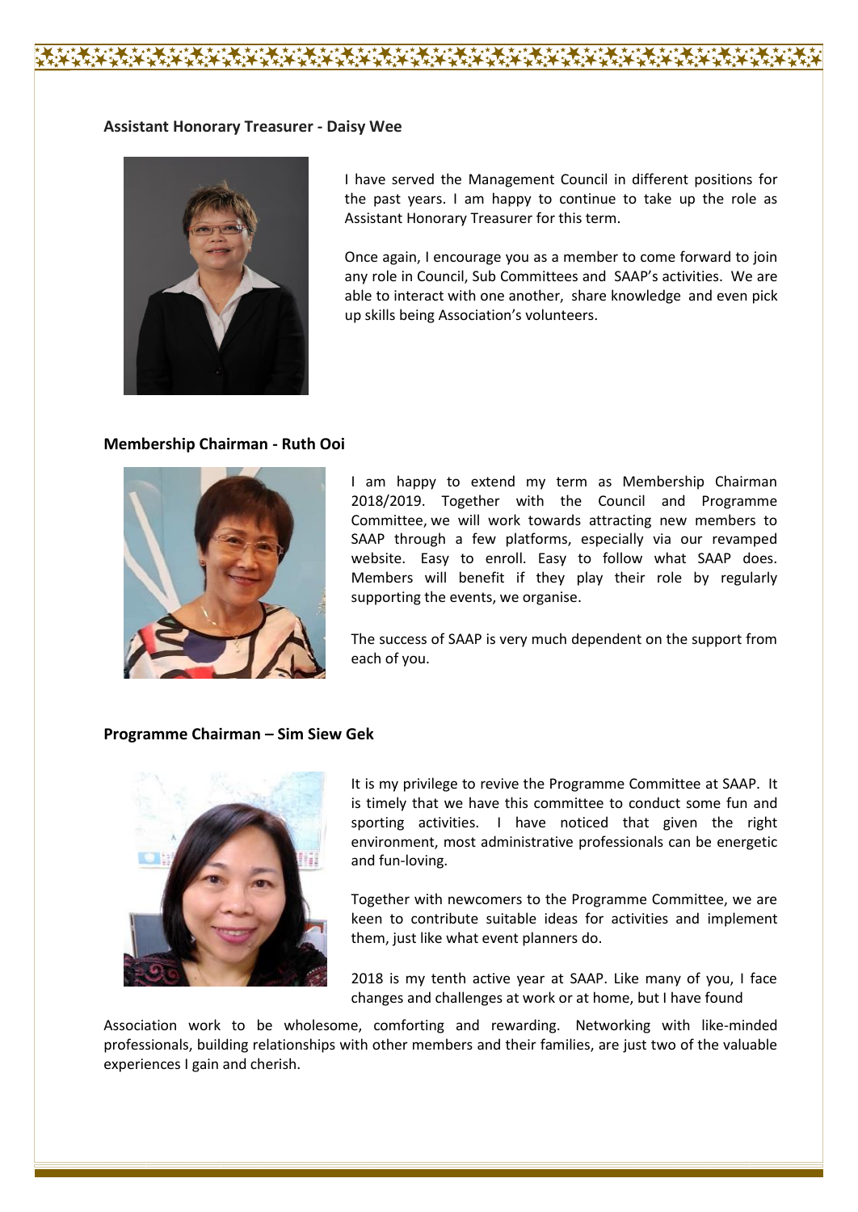**Assistant Honorary Treasurer - Daisy Wee**

I have served the Management Council in different positions for the past years. I am happy to continue to take up the role as Assistant Honorary Treasurer for this term.

Once again, I encourage you as a member to come forward to join any role in Council, Sub Committees and SAAP's activities. We are able to interact with one another, share knowledge and even pick up skills being Association's volunteers.

**Membership Chairman - Ruth Ooi**

I am happy to extend my term as Membership Chairman 2018/2019. Together with the Council and Programme Committee, we will work towards attracting new members to SAAP through a few platforms, especially via our revamped website. Easy to enroll. Easy to follow what SAAP does. Members will benefit if they play their role by regularly supporting the events, we organise.

The success of SAAP is very much dependent on the support from each of you.

**Programme Chairman – Sim Siew Gek**

It is my privilege to revive the Programme Committee at SAAP. It is timely that we have this committee to conduct some fun and sporting activities. I have noticed that given the right environment, most administrative professionals can be energetic and fun-loving.

Together with newcomers to the Programme Committee, we are keen to contribute suitable ideas for activities and implement them, just like what event planners do.

2018 is my tenth active year at SAAP. Like many of you, I face changes and challenges at work or at home, but I have found Association work to be wholesome, comforting and rewarding. Networking with like-minded professionals, building relationships with other members and their families, are just two of the valuable experiences I gain and cherish.